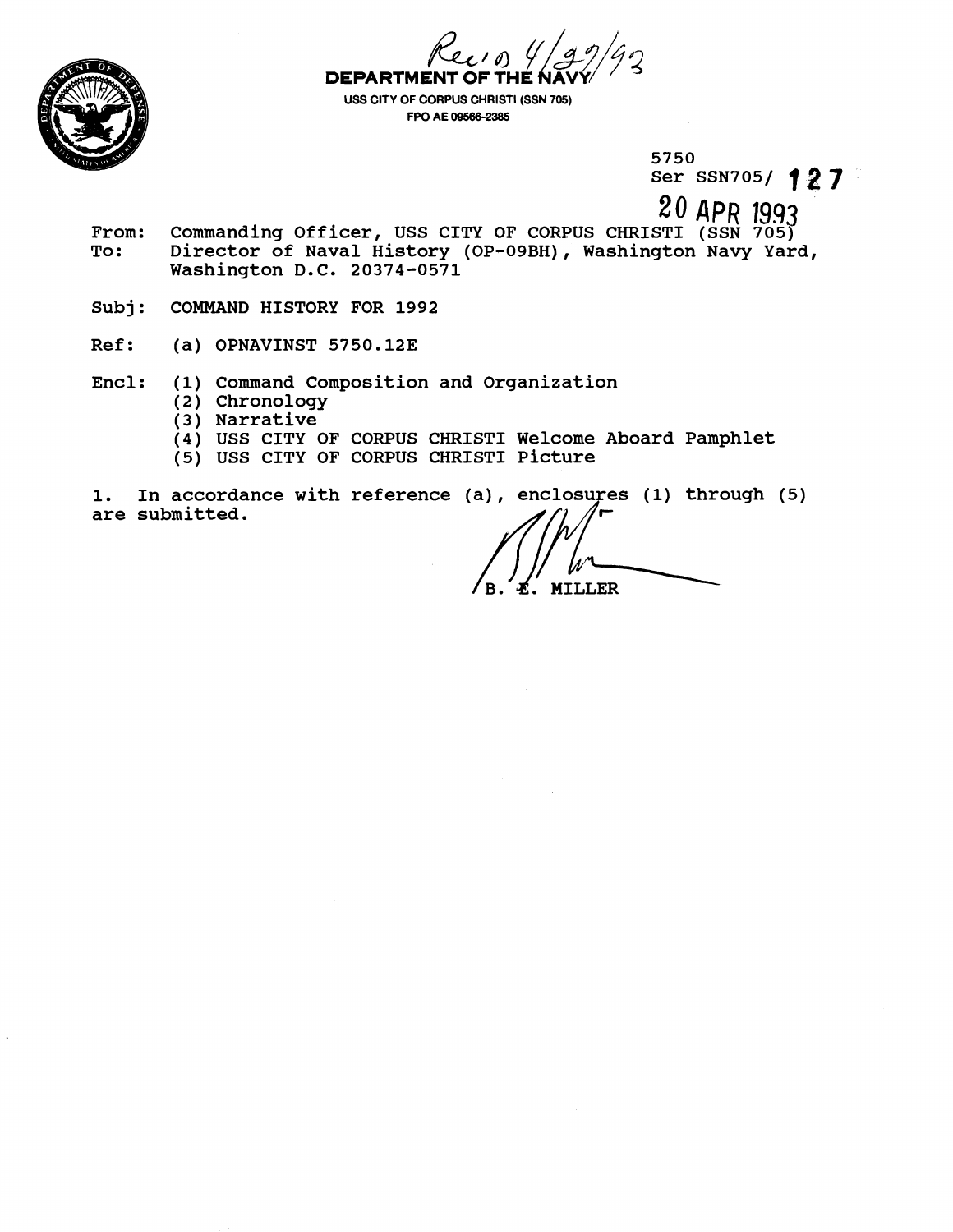Rec'd 4/29/93

**DEPARTMENT OF THE NAVY**
USS CITY OF CORPUS CHRISTI (SSN 705)
FPO AE 09566-2385

5750
Ser SSN705/ 127
20 APR 1993

From: Commanding Officer, USS CITY OF CORPUS CHRISTI (SSN 705)
To: Director of Naval History (OP-09BH), Washington Navy Yard, Washington D.C. 20374-0571

Subj: COMMAND HISTORY FOR 1992

Ref: (a) OPNAVINST 5750.12E

Encl: (1) Command Composition and Organization
(2) Chronology
(3) Narrative
(4) USS CITY OF CORPUS CHRISTI Welcome Aboard Pamphlet
(5) USS CITY OF CORPUS CHRISTI Picture

1. In accordance with reference (a), enclosures (1) through (5) are submitted.

B. E. MILLER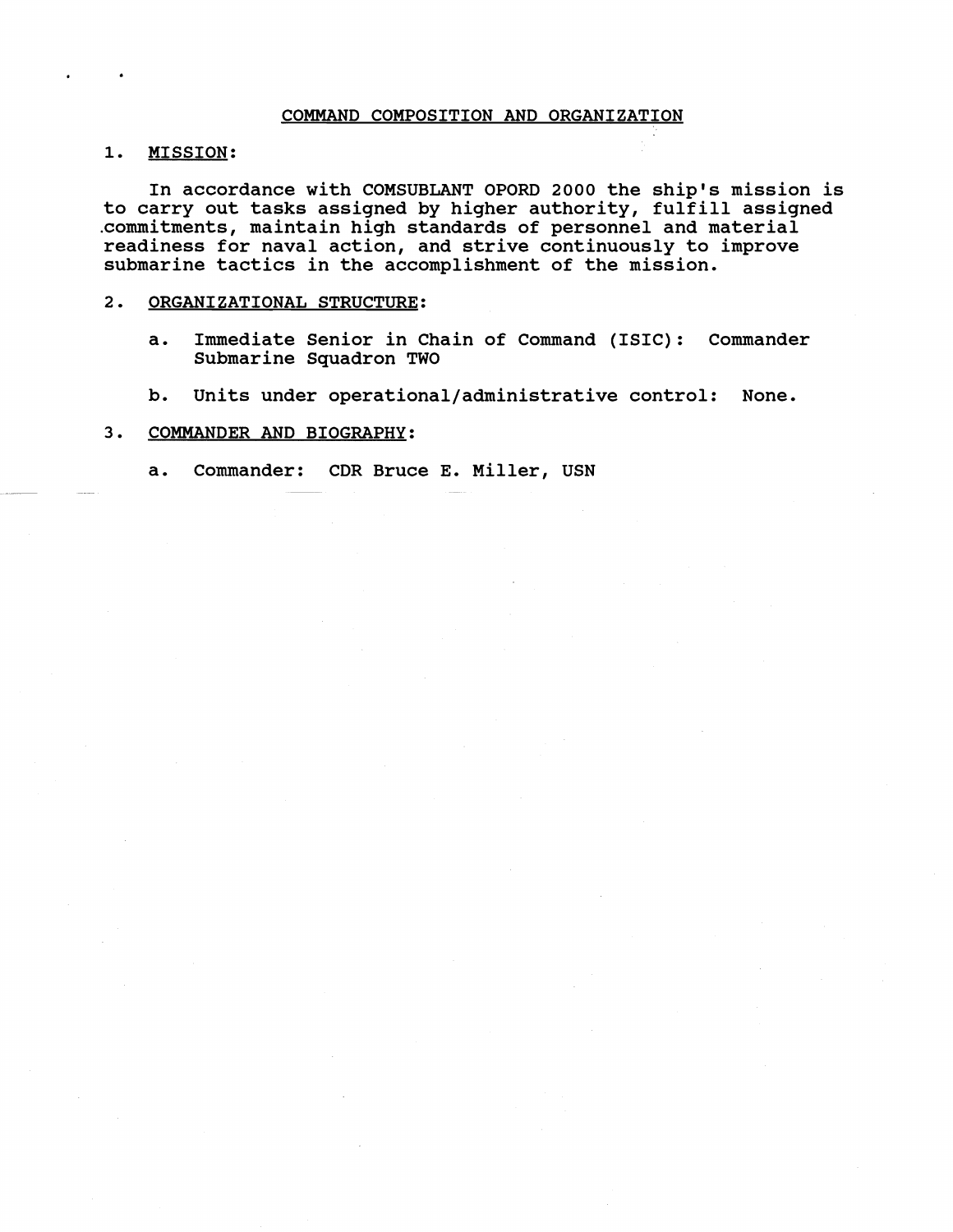## COMMAND COMPOSITION AND ORGANIZATION

1. MISSION:

In accordance with COMSUBLANT OPORD 2000 the ship's mission is to carry out tasks assigned by higher authority, fulfill assigned commitments, maintain high standards of personnel and material readiness for naval action, and strive continuously to improve submarine tactics in the accomplishment of the mission.

2. ORGANIZATIONAL STRUCTURE:

   a. Immediate Senior in Chain of Command (ISIC): Commander Submarine Squadron TWO

   b. Units under operational/administrative control: None.

3. COMMANDER AND BIOGRAPHY:

   a. Commander: CDR Bruce E. Miller, USN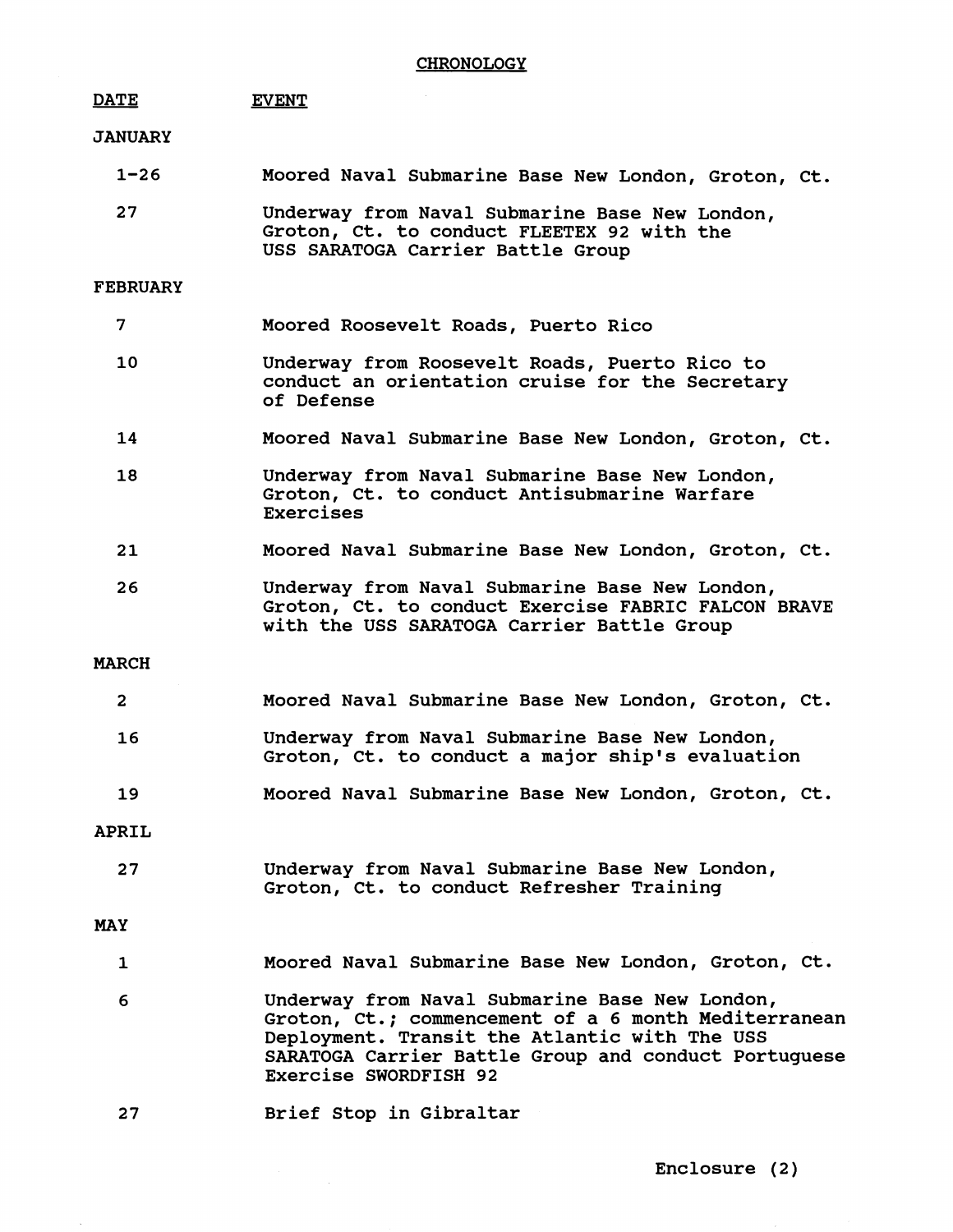# CHRONOLOGY

| DATE | EVENT |
| --- | --- |
| **JANUARY** | |
| 1-26 | Moored Naval Submarine Base New London, Groton, Ct. |
| 27 | Underway from Naval Submarine Base New London, Groton, Ct. to conduct FLEETEX 92 with the USS SARATOGA Carrier Battle Group |
| **FEBRUARY** | |
| 7 | Moored Roosevelt Roads, Puerto Rico |
| 10 | Underway from Roosevelt Roads, Puerto Rico to conduct an orientation cruise for the Secretary of Defense |
| 14 | Moored Naval Submarine Base New London, Groton, Ct. |
| 18 | Underway from Naval Submarine Base New London, Groton, Ct. to conduct Antisubmarine Warfare Exercises |
| 21 | Moored Naval Submarine Base New London, Groton, Ct. |
| 26 | Underway from Naval Submarine Base New London, Groton, Ct. to conduct Exercise FABRIC FALCON BRAVE with the USS SARATOGA Carrier Battle Group |
| **MARCH** | |
| 2 | Moored Naval Submarine Base New London, Groton, Ct. |
| 16 | Underway from Naval Submarine Base New London, Groton, Ct. to conduct a major ship's evaluation |
| 19 | Moored Naval Submarine Base New London, Groton, Ct. |
| **APRIL** | |
| 27 | Underway from Naval Submarine Base New London, Groton, Ct. to conduct Refresher Training |
| **MAY** | |
| 1 | Moored Naval Submarine Base New London, Groton, Ct. |
| 6 | Underway from Naval Submarine Base New London, Groton, Ct.; commencement of a 6 month Mediterranean Deployment. Transit the Atlantic with The USS SARATOGA Carrier Battle Group and conduct Portuguese Exercise SWORDFISH 92 |
| 27 | Brief Stop in Gibraltar |

Enclosure (2)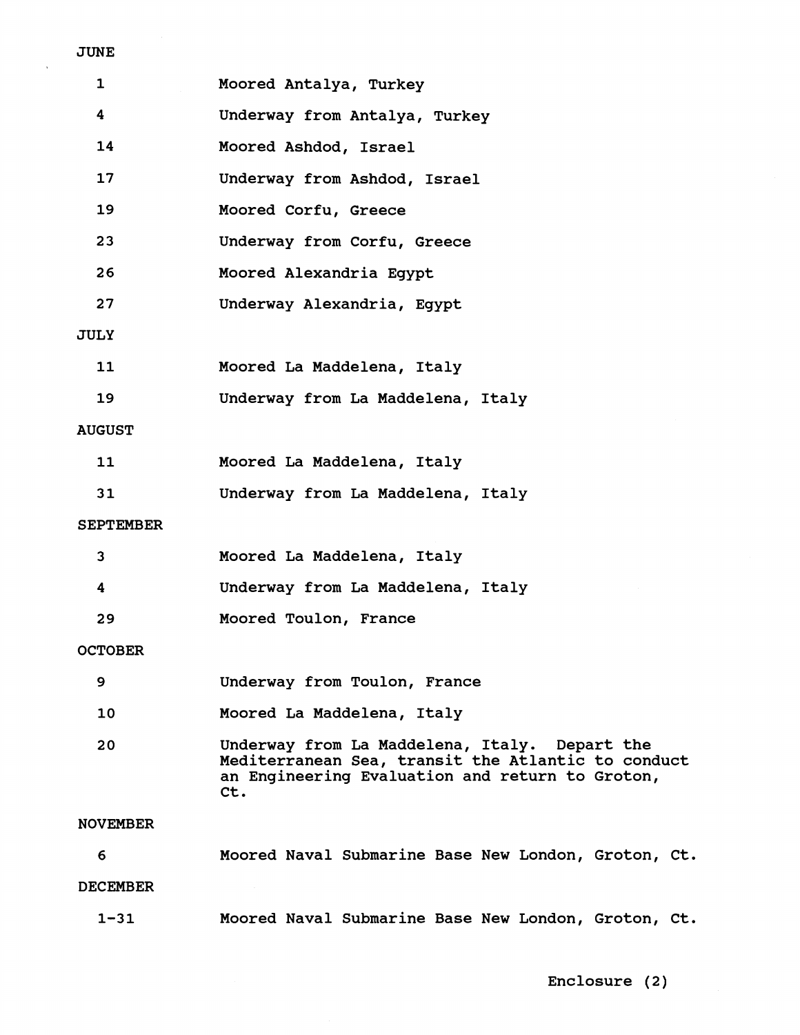JUNE

| | |
|---|---|
| 1 | Moored Antalya, Turkey |
| 4 | Underway from Antalya, Turkey |
| 14 | Moored Ashdod, Israel |
| 17 | Underway from Ashdod, Israel |
| 19 | Moored Corfu, Greece |
| 23 | Underway from Corfu, Greece |
| 26 | Moored Alexandria Egypt |
| 27 | Underway Alexandria, Egypt |

JULY

| | |
|---|---|
| 11 | Moored La Maddelena, Italy |
| 19 | Underway from La Maddelena, Italy |

AUGUST

| | |
|---|---|
| 11 | Moored La Maddelena, Italy |
| 31 | Underway from La Maddelena, Italy |

SEPTEMBER

| | |
|---|---|
| 3 | Moored La Maddelena, Italy |
| 4 | Underway from La Maddelena, Italy |
| 29 | Moored Toulon, France |

OCTOBER

| | |
|---|---|
| 9 | Underway from Toulon, France |
| 10 | Moored La Maddelena, Italy |
| 20 | Underway from La Maddelena, Italy. Depart the Mediterranean Sea, transit the Atlantic to conduct an Engineering Evaluation and return to Groton, Ct. |

NOVEMBER

| | |
|---|---|
| 6 | Moored Naval Submarine Base New London, Groton, Ct. |

DECEMBER

| | |
|---|---|
| 1-31 | Moored Naval Submarine Base New London, Groton, Ct. |

Enclosure (2)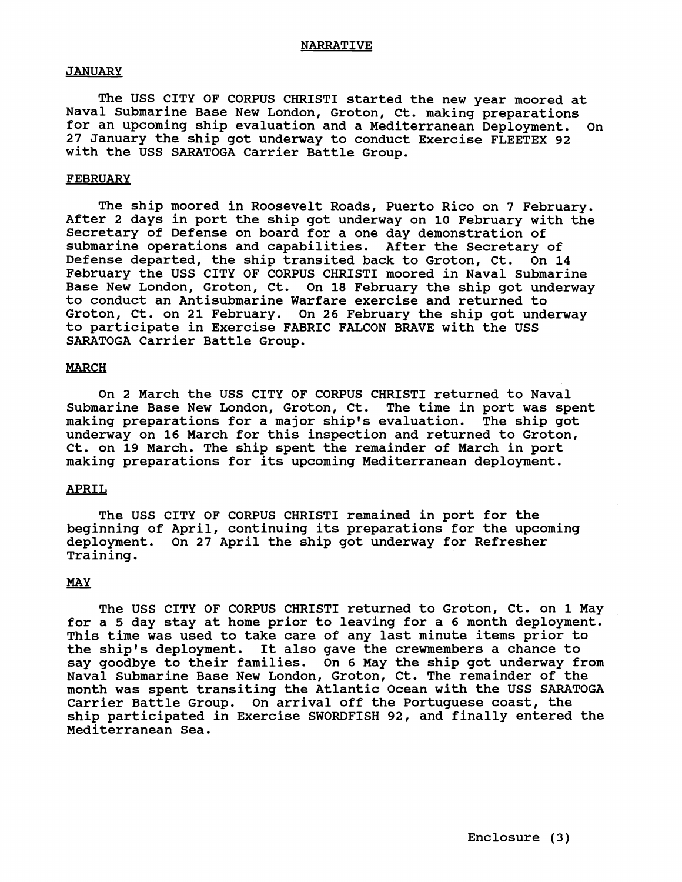# NARRATIVE

## JANUARY

The USS CITY OF CORPUS CHRISTI started the new year moored at Naval Submarine Base New London, Groton, Ct. making preparations for an upcoming ship evaluation and a Mediterranean Deployment. On 27 January the ship got underway to conduct Exercise FLEETEX 92 with the USS SARATOGA Carrier Battle Group.

## FEBRUARY

The ship moored in Roosevelt Roads, Puerto Rico on 7 February. After 2 days in port the ship got underway on 10 February with the Secretary of Defense on board for a one day demonstration of submarine operations and capabilities. After the Secretary of Defense departed, the ship transited back to Groton, Ct. On 14 February the USS CITY OF CORPUS CHRISTI moored in Naval Submarine Base New London, Groton, Ct. On 18 February the ship got underway to conduct an Antisubmarine Warfare exercise and returned to Groton, Ct. on 21 February. On 26 February the ship got underway to participate in Exercise FABRIC FALCON BRAVE with the USS SARATOGA Carrier Battle Group.

## MARCH

On 2 March the USS CITY OF CORPUS CHRISTI returned to Naval Submarine Base New London, Groton, Ct. The time in port was spent making preparations for a major ship's evaluation. The ship got underway on 16 March for this inspection and returned to Groton, Ct. on 19 March. The ship spent the remainder of March in port making preparations for its upcoming Mediterranean deployment.

## APRIL

The USS CITY OF CORPUS CHRISTI remained in port for the beginning of April, continuing its preparations for the upcoming deployment. On 27 April the ship got underway for Refresher Training.

## MAY

The USS CITY OF CORPUS CHRISTI returned to Groton, Ct. on 1 May for a 5 day stay at home prior to leaving for a 6 month deployment. This time was used to take care of any last minute items prior to the ship's deployment. It also gave the crewmembers a chance to say goodbye to their families. On 6 May the ship got underway from Naval Submarine Base New London, Groton, Ct. The remainder of the month was spent transiting the Atlantic Ocean with the USS SARATOGA Carrier Battle Group. On arrival off the Portuguese coast, the ship participated in Exercise SWORDFISH 92, and finally entered the Mediterranean Sea.

Enclosure (3)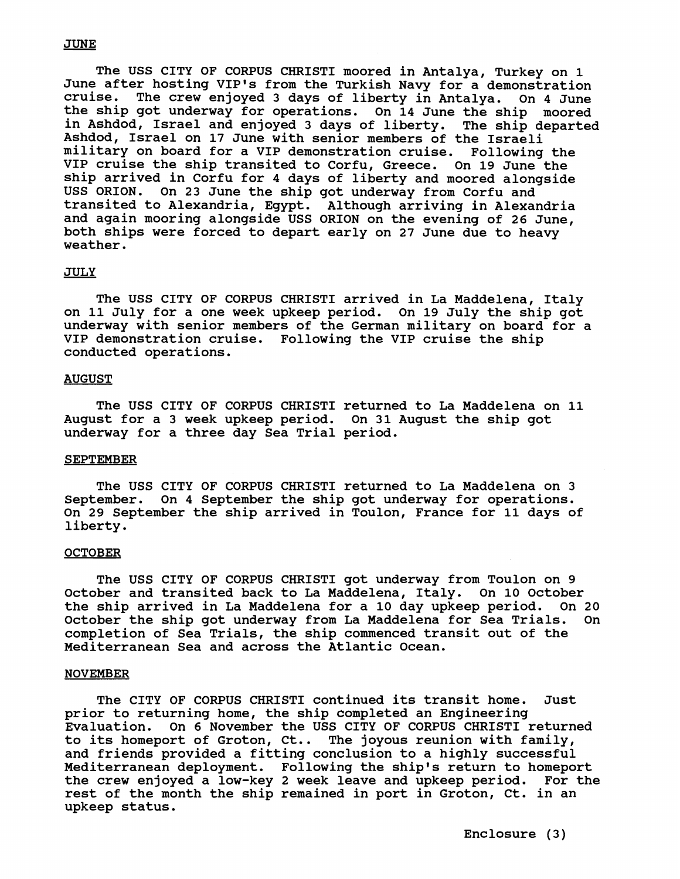## JUNE

The USS CITY OF CORPUS CHRISTI moored in Antalya, Turkey on 1 June after hosting VIP's from the Turkish Navy for a demonstration cruise. The crew enjoyed 3 days of liberty in Antalya. On 4 June the ship got underway for operations. On 14 June the ship moored in Ashdod, Israel and enjoyed 3 days of liberty. The ship departed Ashdod, Israel on 17 June with senior members of the Israeli military on board for a VIP demonstration cruise. Following the VIP cruise the ship transited to Corfu, Greece. On 19 June the ship arrived in Corfu for 4 days of liberty and moored alongside USS ORION. On 23 June the ship got underway from Corfu and transited to Alexandria, Egypt. Although arriving in Alexandria and again mooring alongside USS ORION on the evening of 26 June, both ships were forced to depart early on 27 June due to heavy weather.

## JULY

The USS CITY OF CORPUS CHRISTI arrived in La Maddelena, Italy on 11 July for a one week upkeep period. On 19 July the ship got underway with senior members of the German military on board for a VIP demonstration cruise. Following the VIP cruise the ship conducted operations.

## AUGUST

The USS CITY OF CORPUS CHRISTI returned to La Maddelena on 11 August for a 3 week upkeep period. On 31 August the ship got underway for a three day Sea Trial period.

## SEPTEMBER

The USS CITY OF CORPUS CHRISTI returned to La Maddelena on 3 September. On 4 September the ship got underway for operations. On 29 September the ship arrived in Toulon, France for 11 days of liberty.

## OCTOBER

The USS CITY OF CORPUS CHRISTI got underway from Toulon on 9 October and transited back to La Maddelena, Italy. On 10 October the ship arrived in La Maddelena for a 10 day upkeep period. On 20 October the ship got underway from La Maddelena for Sea Trials. On completion of Sea Trials, the ship commenced transit out of the Mediterranean Sea and across the Atlantic Ocean.

## NOVEMBER

The CITY OF CORPUS CHRISTI continued its transit home. Just prior to returning home, the ship completed an Engineering Evaluation. On 6 November the USS CITY OF CORPUS CHRISTI returned to its homeport of Groton, Ct.. The joyous reunion with family, and friends provided a fitting conclusion to a highly successful Mediterranean deployment. Following the ship's return to homeport the crew enjoyed a low-key 2 week leave and upkeep period. For the rest of the month the ship remained in port in Groton, Ct. in an upkeep status.

Enclosure (3)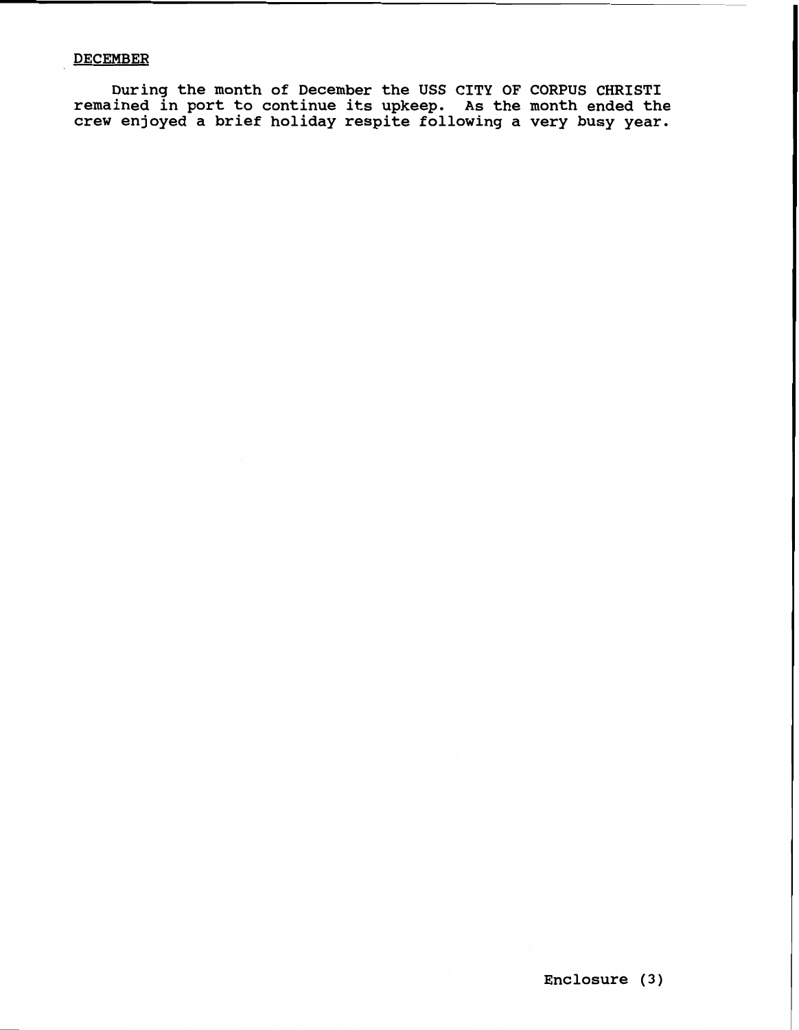## DECEMBER

During the month of December the USS CITY OF CORPUS CHRISTI remained in port to continue its upkeep. As the month ended the crew enjoyed a brief holiday respite following a very busy year.

**Enclosure (3)**